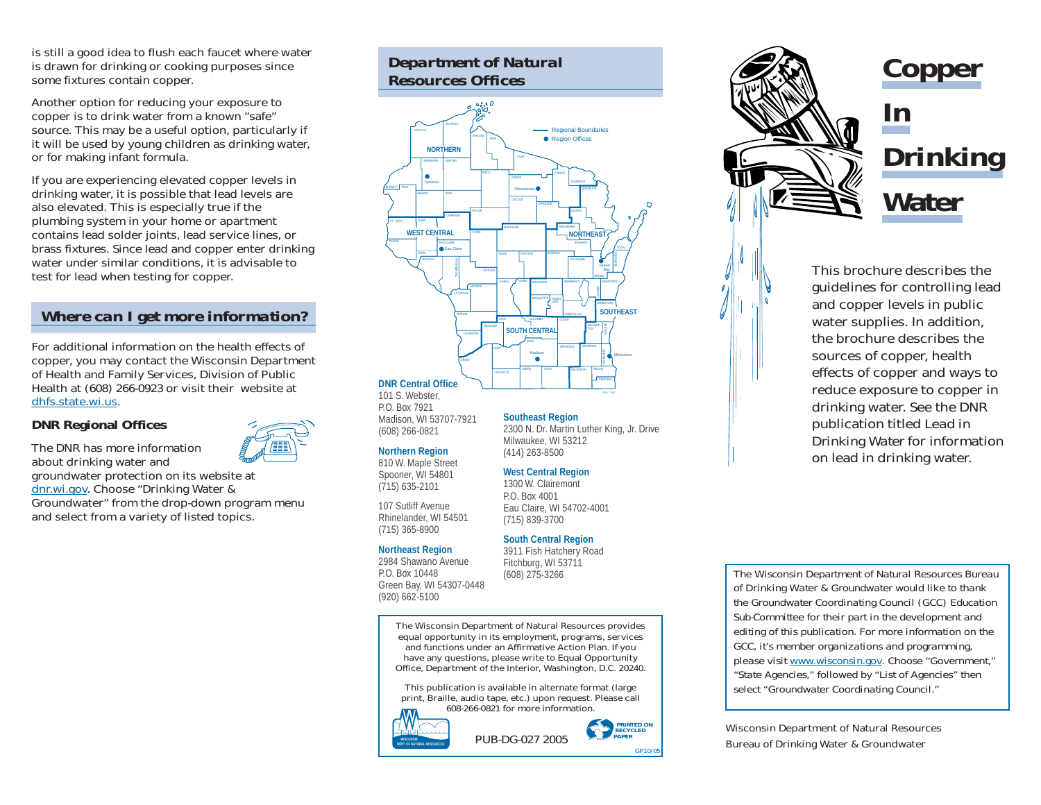is still a good idea to flush each faucet where water is drawn for drinking or cooking purposes since some fixtures contain copper.

Another option for reducing your exposure to copper is to drink water from a known "safe" source. This may be a useful option, particularly if it will be used by young children as drinking water, or for making infant formula.

If you are experiencing elevated copper levels in drinking water, it is possible that lead levels are also elevated. This is especially true if the plumbing system in your home or apartment contains lead solder joints, lead service lines, or brass fixtures. Since lead and copper enter drinking water under similar conditions, it is advisable to test for lead when testing for copper.

## Where can I get more information?

For additional information on the health effects of copper, you may contact the Wisconsin Department of Health and Family Services, Division of Public Health at (608) 266-0923 or visit their website at dhfs.state.wi.us.

### DNR Regional Offices

The DNR has more information about drinking water and groundwater protection on its website at dnr.wi.gov. Choose "Drinking Water & Groundwater" from the drop-down program menu and select from a variety of listed topics.

## Department of Natural Resources Offices

**DNR Central Office**
101 S. Webster,
P.O. Box 7921
Madison, WI 53707-7921
(608) 266-0821

**Northern Region**
810 W. Maple Street
Spooner, WI 54801
(715) 635-2101

107 Sutliff Avenue
Rhinelander, WI 54501
(715) 365-8900

**Northeast Region**
2984 Shawano Avenue
P.O. Box 10448
Green Bay, WI 54307-0448
(920) 662-5100

**Southeast Region**
2300 N. Dr. Martin Luther King, Jr. Drive
Milwaukee, WI 53212
(414) 263-8500

**West Central Region**
1300 W. Clairemont
P.O. Box 4001
Eau Claire, WI 54702-4001
(715) 839-3700

**South Central Region**
3911 Fish Hatchery Road
Fitchburg, WI 53711
(608) 275-3266

The Wisconsin Department of Natural Resources provides equal opportunity in its employment, programs, services and functions under an Affirmative Action Plan. If you have any questions, please write to Equal Opportunity Office, Department of the Interior, Washington, D.C. 20240.

This publication is available in alternate format (large print, Braille, audio tape, etc.) upon request. Please call 608-266-0821 for more information.

PUB-DG-027 2005

PRINTED ON RECYCLED PAPER

GP10/05

# Copper In Drinking Water

This brochure describes the guidelines for controlling lead and copper levels in public water supplies. In addition, the brochure describes the sources of copper, health effects of copper and ways to reduce exposure to copper in drinking water. See the DNR publication titled Lead in Drinking Water for information on lead in drinking water.

The Wisconsin Department of Natural Resources Bureau of Drinking Water & Groundwater would like to thank the Groundwater Coordinating Council (GCC) Education Sub-Committee for their part in the development and editing of this publication. For more information on the GCC, it's member organizations and programming, please visit www.wisconsin.gov. Choose "Government," "State Agencies," followed by "List of Agencies" then select "Groundwater Coordinating Council."

Wisconsin Department of Natural Resources
Bureau of Drinking Water & Groundwater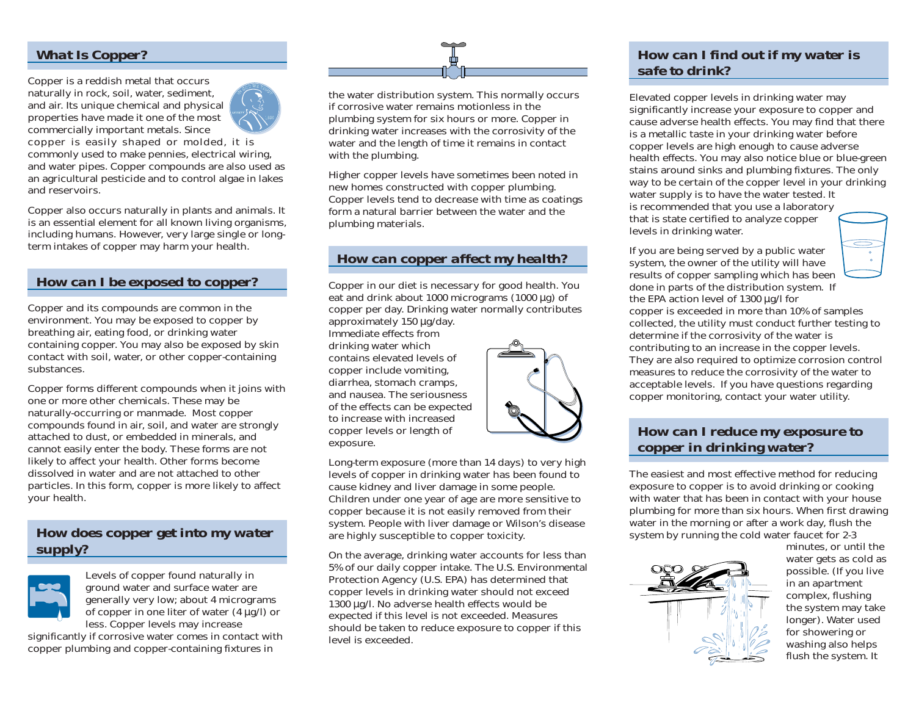## What Is Copper?

Copper is a reddish metal that occurs naturally in rock, soil, water, sediment, and air. Its unique chemical and physical properties have made it one of the most commercially important metals. Since copper is easily shaped or molded, it is commonly used to make pennies, electrical wiring, and water pipes. Copper compounds are also used as an agricultural pesticide and to control algae in lakes and reservoirs.

Copper also occurs naturally in plants and animals. It is an essential element for all known living organisms, including humans. However, very large single or long-term intakes of copper may harm your health.

## How can I be exposed to copper?

Copper and its compounds are common in the environment. You may be exposed to copper by breathing air, eating food, or drinking water containing copper. You may also be exposed by skin contact with soil, water, or other copper-containing substances.

Copper forms different compounds when it joins with one or more other chemicals. These may be naturally-occurring or manmade. Most copper compounds found in air, soil, and water are strongly attached to dust, or embedded in minerals, and cannot easily enter the body. These forms are not likely to affect your health. Other forms become dissolved in water and are not attached to other particles. In this form, copper is more likely to affect your health.

## How does copper get into my water supply?

Levels of copper found naturally in ground water and surface water are generally very low; about 4 micrograms of copper in one liter of water (4 µg/l) or less. Copper levels may increase significantly if corrosive water comes in contact with copper plumbing and copper-containing fixtures in the water distribution system. This normally occurs if corrosive water remains motionless in the plumbing system for six hours or more. Copper in drinking water increases with the corrosivity of the water and the length of time it remains in contact with the plumbing.

Higher copper levels have sometimes been noted in new homes constructed with copper plumbing. Copper levels tend to decrease with time as coatings form a natural barrier between the water and the plumbing materials.

## How can copper affect my health?

Copper in our diet is necessary for good health. You eat and drink about 1000 micrograms (1000 µg) of copper per day. Drinking water normally contributes approximately 150 µg/day. Immediate effects from drinking water which contains elevated levels of copper include vomiting, diarrhea, stomach cramps, and nausea. The seriousness of the effects can be expected to increase with increased copper levels or length of exposure.

Long-term exposure (more than 14 days) to very high levels of copper in drinking water has been found to cause kidney and liver damage in some people. Children under one year of age are more sensitive to copper because it is not easily removed from their system. People with liver damage or Wilson's disease are highly susceptible to copper toxicity.

On the average, drinking water accounts for less than 5% of our daily copper intake. The U.S. Environmental Protection Agency (U.S. EPA) has determined that copper levels in drinking water should not exceed 1300 µg/l. No adverse health effects would be expected if this level is not exceeded. Measures should be taken to reduce exposure to copper if this level is exceeded.

## How can I find out if my water is safe to drink?

Elevated copper levels in drinking water may significantly increase your exposure to copper and cause adverse health effects. You may find that there is a metallic taste in your drinking water before copper levels are high enough to cause adverse health effects. You may also notice blue or blue-green stains around sinks and plumbing fixtures. The only way to be certain of the copper level in your drinking water supply is to have the water tested. It is recommended that you use a laboratory that is state certified to analyze copper levels in drinking water.

If you are being served by a public water system, the owner of the utility will have results of copper sampling which has been done in parts of the distribution system. If the EPA action level of 1300 µg/l for copper is exceeded in more than 10% of samples collected, the utility must conduct further testing to determine if the corrosivity of the water is contributing to an increase in the copper levels. They are also required to optimize corrosion control measures to reduce the corrosivity of the water to acceptable levels. If you have questions regarding copper monitoring, contact your water utility.

## How can I reduce my exposure to copper in drinking water?

The easiest and most effective method for reducing exposure to copper is to avoid drinking or cooking with water that has been in contact with your house plumbing for more than six hours. When first drawing water in the morning or after a work day, flush the system by running the cold water faucet for 2-3 minutes, or until the water gets as cold as possible. (If you live in an apartment complex, flushing the system may take longer). Water used for showering or washing also helps flush the system. It